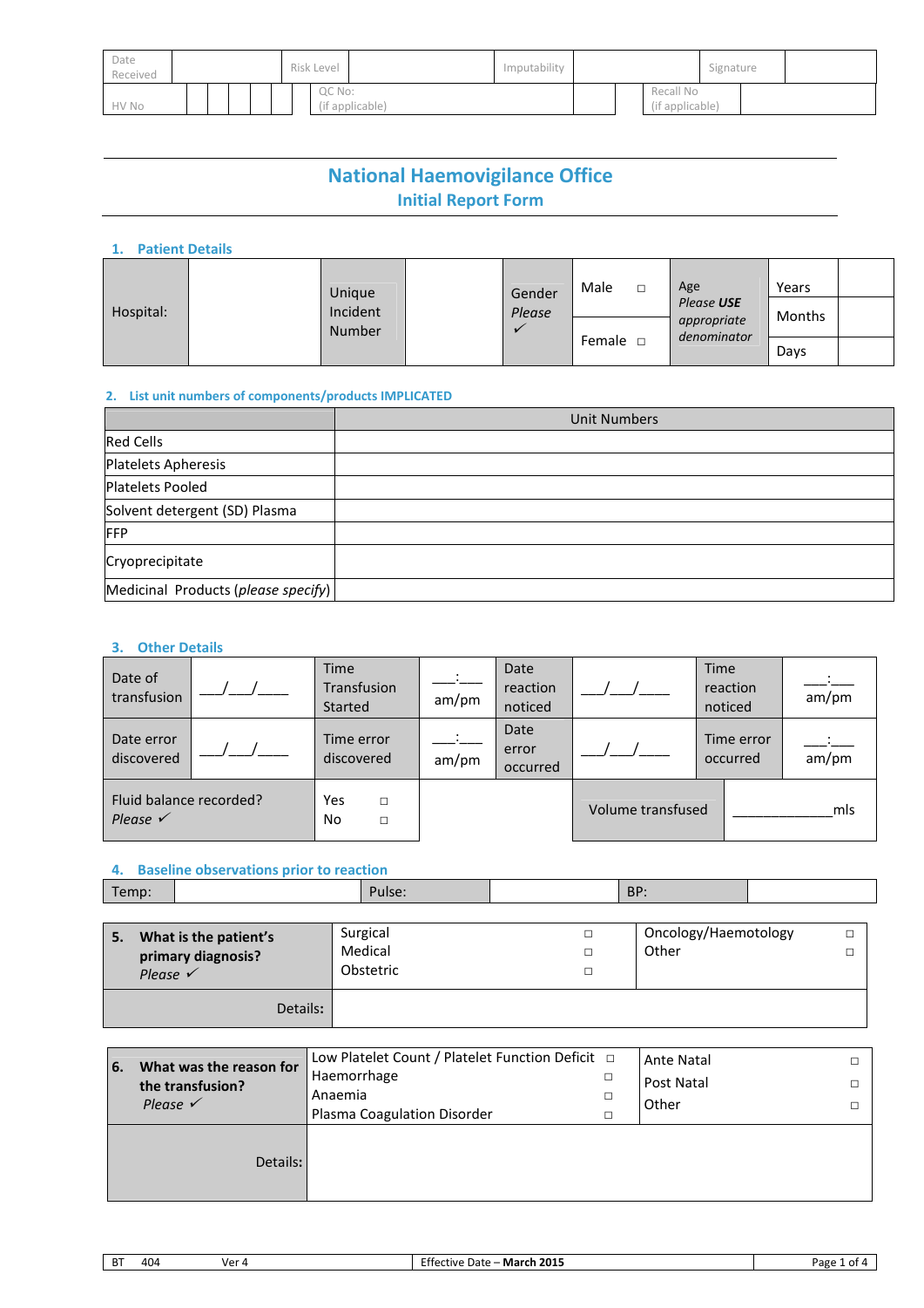| Date Received | | Risk Level | | Imputability | | Signature | |
|---|---|---|---|---|---|---|---|
| HV No | | QC No: (if applicable) | | | | Recall No (if applicable) | |

# National Haemovigilance Office
## Initial Report Form

### 1. Patient Details

| Hospital: | | Unique Incident Number | | Gender *Please* ✓ | Male ☐ | Age *Please **USE** appropriate denominator* | Years | |
|---|---|---|---|---|---|---|---|---|
| | | | | | | | Months | |
| | | | | | Female ☐ | | Days | |

### 2. List unit numbers of components/products IMPLICATED

| | Unit Numbers |
|---|---|
| Red Cells | |
| Platelets Apheresis | |
| Platelets Pooled | |
| Solvent detergent (SD) Plasma | |
| FFP | |
| Cryoprecipitate | |
| Medicinal Products (*please specify*) | |

### 3. Other Details

| Date of transfusion | ___/___/____ | Time Transfusion Started | ___:___ am/pm | Date reaction noticed | ___/___/____ | Time reaction noticed | ___:___ am/pm |
|---|---|---|---|---|---|---|---|
| Date error discovered | ___/___/____ | Time error discovered | ___:___ am/pm | Date error occurred | ___/___/____ | Time error occurred | ___:___ am/pm |
| Fluid balance recorded? *Please* ✓ | | Yes ☐ No ☐ | | | Volume transfused | ____________mls | |

### 4. Baseline observations prior to reaction

| Temp: | | Pulse: | | BP: | |
|---|---|---|---|---|---|

| **5. What is the patient's primary diagnosis?** *Please* ✓ | Surgical ☐ Medical ☐ Obstetric ☐ | Oncology/Haematology ☐ Other ☐ |
|---|---|---|
| Details: | | |

| **6. What was the reason for the transfusion?** *Please* ✓ | Low Platelet Count / Platelet Function Deficit ☐ Haemorrhage ☐ Anaemia ☐ Plasma Coagulation Disorder ☐ | Ante Natal ☐ Post Natal ☐ Other ☐ |
|---|---|---|
| Details: | | |

BT 404 Ver 4 | Effective Date – **March 2015**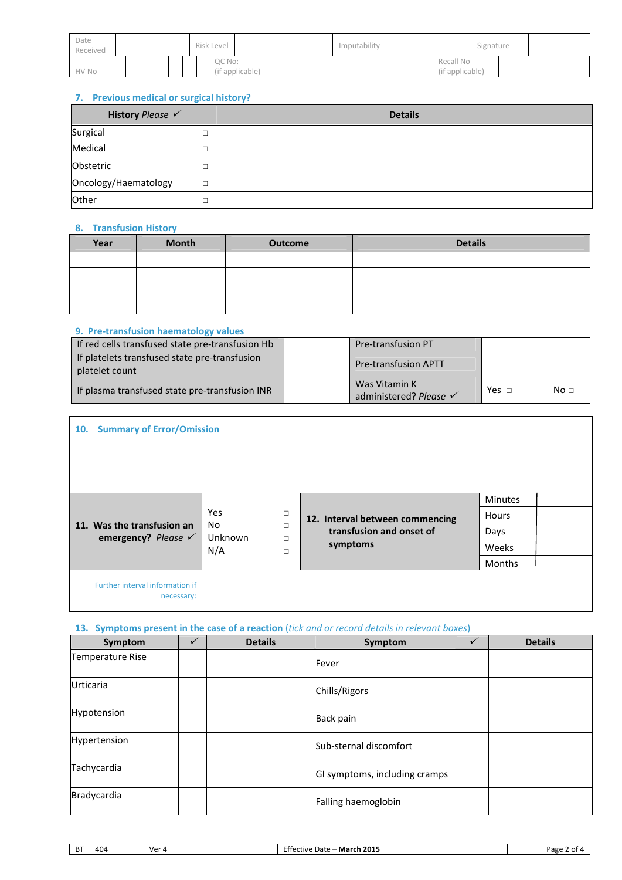| Date Received | | Risk Level | | Imputability | | Signature | |
|---|---|---|---|---|---|---|---|
| HV No | | QC No: (if applicable) | | | | Recall No (if applicable) | |

## 7. Previous medical or surgical history?

| History *Please* ✓ | | Details |
|---|---|---|
| Surgical | □ | |
| Medical | □ | |
| Obstetric | □ | |
| Oncology/Haematology | □ | |
| Other | □ | |

## 8. Transfusion History

| Year | Month | Outcome | Details |
|---|---|---|---|
| | | | |
| | | | |
| | | | |
| | | | |

## 9. Pre-transfusion haematology values

| | | | | |
|---|---|---|---|---|
| If red cells transfused state pre-transfusion Hb | | Pre-transfusion PT | | |
| If platelets transfused state pre-transfusion platelet count | | Pre-transfusion APTT | | |
| If plasma transfused state pre-transfusion INR | | Was Vitamin K administered? *Please* ✓ | Yes □ | No □ |

## 10. Summary of Error/Omission

| | | | | |
|---|---|---|---|---|
| **11. Was the transfusion an emergency?** *Please* ✓ | Yes □<br>No □<br>Unknown □<br>N/A □ | **12. Interval between commencing transfusion and onset of symptoms** | Minutes | |
| | | | Hours | |
| | | | Days | |
| | | | Weeks | |
| | | | Months | |
| Further interval information if necessary: | | | | |

## 13. Symptoms present in the case of a reaction *(tick and or record details in relevant boxes)*

| Symptom | ✓ | Details | Symptom | ✓ | Details |
|---|---|---|---|---|---|
| Temperature Rise | | | Fever | | |
| Urticaria | | | Chills/Rigors | | |
| Hypotension | | | Back pain | | |
| Hypertension | | | Sub-sternal discomfort | | |
| Tachycardia | | | GI symptoms, including cramps | | |
| Bradycardia | | | Falling haemoglobin | | |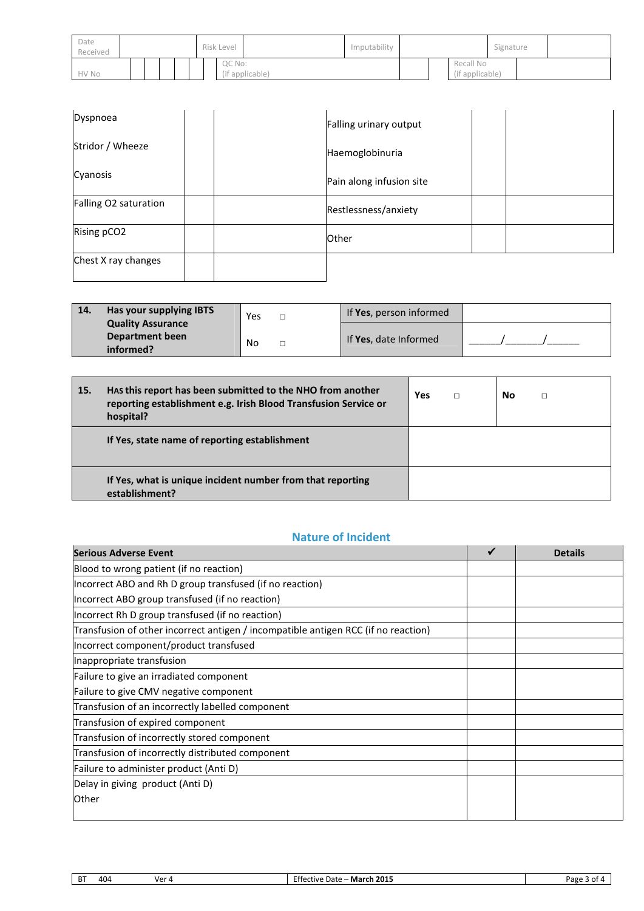| Date Received | | Risk Level | | Imputability | | Signature | |
|---|---|---|---|---|---|---|---|
| HV No | | QC No: (if applicable) | | | | Recall No (if applicable) | |

| | | | | | |
|---|---|---|---|---|---|
| Dyspnoea | | | Falling urinary output | | |
| Stridor / Wheeze | | | Haemoglobinuria | | |
| Cyanosis | | | Pain along infusion site | | |
| Falling O2 saturation | | | Restlessness/anxiety | | |
| Rising pCO2 | | | Other | | |
| Chest X ray changes | | | | | |

| 14. | Has your supplying IBTS Quality Assurance Department been informed? | Yes □ | If **Yes**, person informed | |
|---|---|---|---|---|
| | | No □ | If **Yes**, date Informed | ______/_______/______ |

| 15. | **HAS this report has been submitted to the NHO from another reporting establishment e.g. Irish Blood Transfusion Service or hospital?** | **Yes** □ | **No** □ |
|---|---|---|---|
| | **If Yes, state name of reporting establishment** | | |
| | **If Yes, what is unique incident number from that reporting establishment?** | | |

## Nature of Incident

| **Serious Adverse Event** | ✔ | **Details** |
|---|---|---|
| Blood to wrong patient (if no reaction) | | |
| Incorrect ABO and Rh D group transfused (if no reaction)<br>Incorrect ABO group transfused (if no reaction) | | |
| Incorrect Rh D group transfused (if no reaction) | | |
| Transfusion of other incorrect antigen / incompatible antigen RCC (if no reaction) | | |
| Incorrect component/product transfused | | |
| Inappropriate transfusion | | |
| Failure to give an irradiated component<br>Failure to give CMV negative component | | |
| Transfusion of an incorrectly labelled component | | |
| Transfusion of expired component | | |
| Transfusion of incorrectly stored component | | |
| Transfusion of incorrectly distributed component | | |
| Failure to administer product (Anti D) | | |
| Delay in giving product (Anti D)<br>Other | | |

| BT 404 | Ver 4 | Effective Date – **March 2015** |
|---|---|---|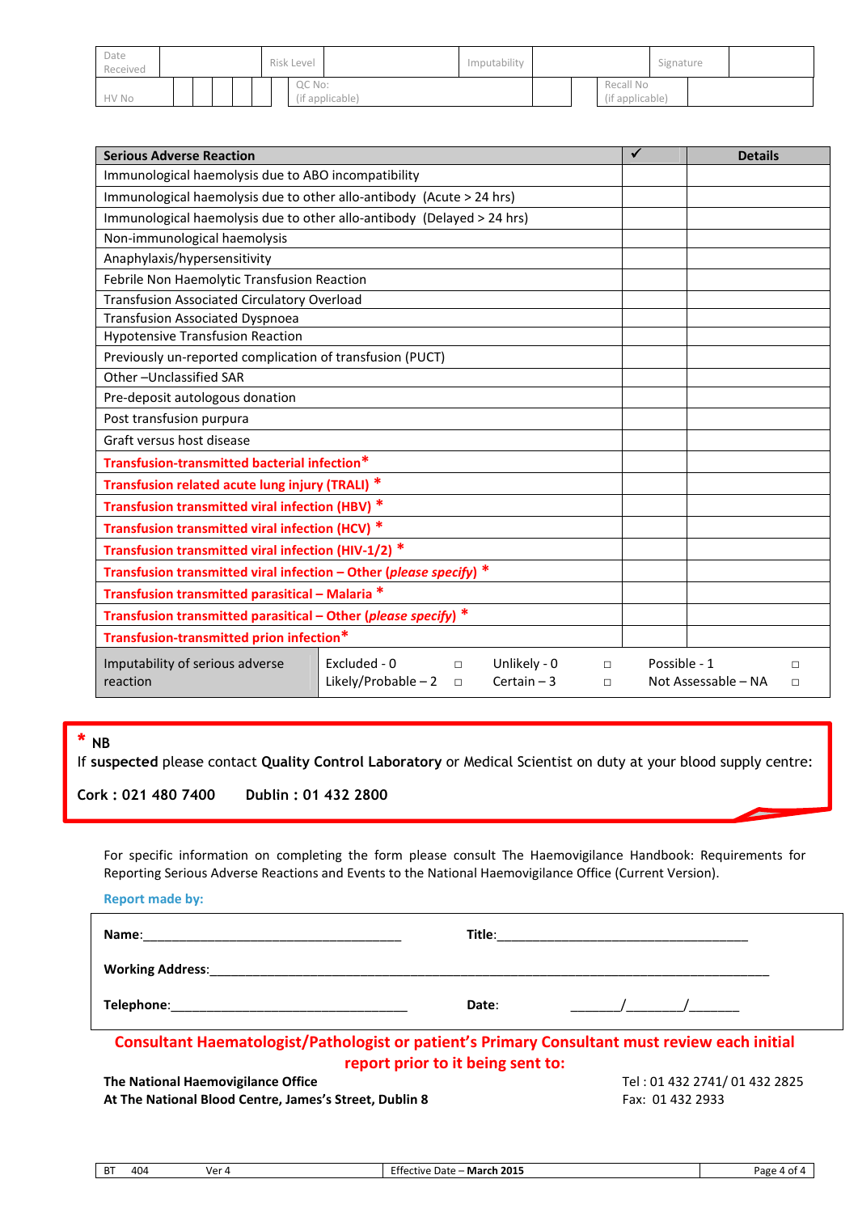| Date Received | | Risk Level | | Imputability | | Signature | |
|---|---|---|---|---|---|---|---|
| HV No | | QC No: (if applicable) | | | | Recall No (if applicable) | |

| Serious Adverse Reaction | ✓ | Details |
|---|---|---|
| Immunological haemolysis due to ABO incompatibility | | |
| Immunological haemolysis due to other allo-antibody (Acute > 24 hrs) | | |
| Immunological haemolysis due to other allo-antibody (Delayed > 24 hrs) | | |
| Non-immunological haemolysis | | |
| Anaphylaxis/hypersensitivity | | |
| Febrile Non Haemolytic Transfusion Reaction | | |
| Transfusion Associated Circulatory Overload | | |
| Transfusion Associated Dyspnoea | | |
| Hypotensive Transfusion Reaction | | |
| Previously un-reported complication of transfusion (PUCT) | | |
| Other –Unclassified SAR | | |
| Pre-deposit autologous donation | | |
| Post transfusion purpura | | |
| Graft versus host disease | | |
| **Transfusion-transmitted bacterial infection*** | | |
| **Transfusion related acute lung injury (TRALI) *** | | |
| **Transfusion transmitted viral infection (HBV) *** | | |
| **Transfusion transmitted viral infection (HCV) *** | | |
| **Transfusion transmitted viral infection (HIV-1/2) *** | | |
| **Transfusion transmitted viral infection – Other (*please specify*) *** | | |
| **Transfusion transmitted parasitical – Malaria *** | | |
| **Transfusion transmitted parasitical – Other (*please specify*) *** | | |
| **Transfusion-transmitted prion infection*** | | |

| Imputability of serious adverse reaction | Excluded - 0 □ | Unlikely - 0 □ | Possible - 1 □ |
|---|---|---|---|
| | Likely/Probable – 2 □ | Certain – 3 □ | Not Assessable – NA □ |

**\* NB**
If **suspected** please contact **Quality Control Laboratory** or Medical Scientist on duty at your blood supply centre:

**Cork : 021 480 7400** **Dublin : 01 432 2800**

For specific information on completing the form please consult The Haemovigilance Handbook: Requirements for Reporting Serious Adverse Reactions and Events to the National Haemovigilance Office (Current Version).

**Report made by:**

**Name**:_____________________________________ **Title**:____________________________________

**Working Address**:______________________________________________________________________________

**Telephone**:__________________________________ **Date**: _______/________/_______

**Consultant Haematologist/Pathologist or patient's Primary Consultant must review each initial report prior to it being sent to:**

**The National Haemovigilance Office**
**At The National Blood Centre, James's Street, Dublin 8**

Tel : 01 432 2741/ 01 432 2825
Fax: 01 432 2933

BT 404 Ver 4 Effective Date – **March 2015**